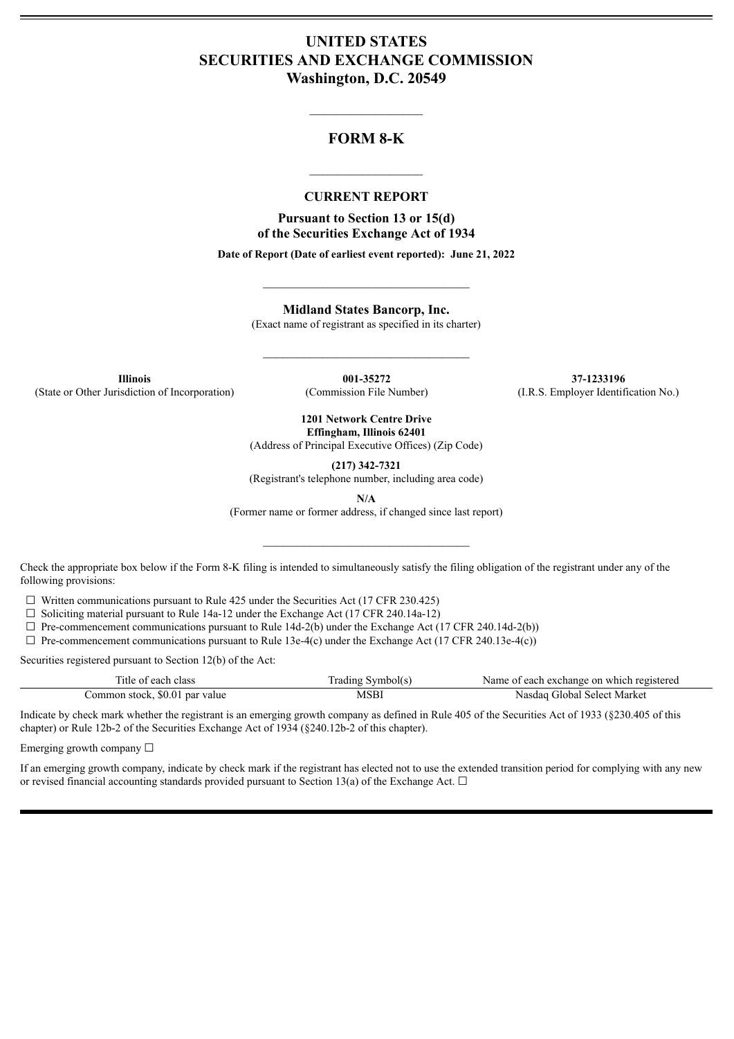# UNITED STATES
# SECURITIES AND EXCHANGE COMMISSION
**Washington, D.C. 20549**

---

## FORM 8-K

---

**CURRENT REPORT**

**Pursuant to Section 13 or 15(d)**
**of the Securities Exchange Act of 1934**

**Date of Report (Date of earliest event reported): June 21, 2022**

---

**Midland States Bancorp, Inc.**
(Exact name of registrant as specified in its charter)

---

| **Illinois** | **001-35272** | **37-1233196** |
|---|---|---|
| (State or Other Jurisdiction of Incorporation) | (Commission File Number) | (I.R.S. Employer Identification No.) |

**1201 Network Centre Drive**
**Effingham, Illinois 62401**
(Address of Principal Executive Offices) (Zip Code)

**(217) 342-7321**
(Registrant's telephone number, including area code)

**N/A**
(Former name or former address, if changed since last report)

---

Check the appropriate box below if the Form 8-K filing is intended to simultaneously satisfy the filing obligation of the registrant under any of the following provisions:

☐ Written communications pursuant to Rule 425 under the Securities Act (17 CFR 230.425)
☐ Soliciting material pursuant to Rule 14a-12 under the Exchange Act (17 CFR 240.14a-12)
☐ Pre-commencement communications pursuant to Rule 14d-2(b) under the Exchange Act (17 CFR 240.14d-2(b))
☐ Pre-commencement communications pursuant to Rule 13e-4(c) under the Exchange Act (17 CFR 240.13e-4(c))

Securities registered pursuant to Section 12(b) of the Act:

| Title of each class | Trading Symbol(s) | Name of each exchange on which registered |
|---|---|---|
| Common stock, $0.01 par value | MSBI | Nasdaq Global Select Market |

Indicate by check mark whether the registrant is an emerging growth company as defined in Rule 405 of the Securities Act of 1933 (§230.405 of this chapter) or Rule 12b-2 of the Securities Exchange Act of 1934 (§240.12b-2 of this chapter).

Emerging growth company ☐

If an emerging growth company, indicate by check mark if the registrant has elected not to use the extended transition period for complying with any new or revised financial accounting standards provided pursuant to Section 13(a) of the Exchange Act. ☐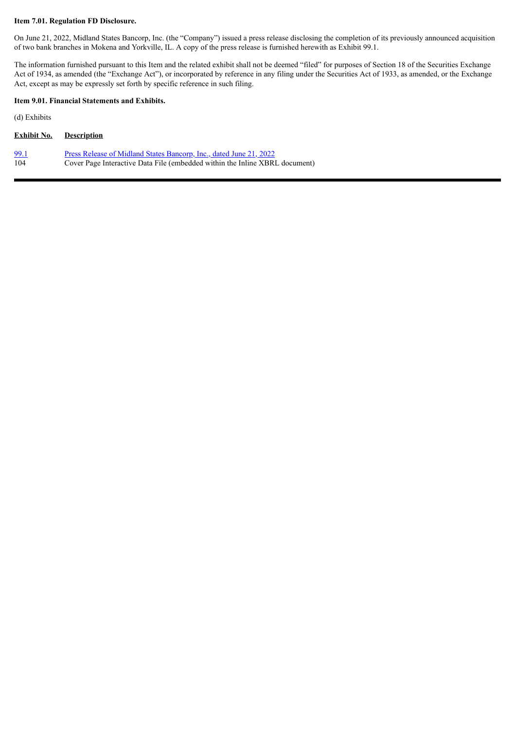**Item 7.01. Regulation FD Disclosure.**

On June 21, 2022, Midland States Bancorp, Inc. (the "Company") issued a press release disclosing the completion of its previously announced acquisition of two bank branches in Mokena and Yorkville, IL. A copy of the press release is furnished herewith as Exhibit 99.1.

The information furnished pursuant to this Item and the related exhibit shall not be deemed "filed" for purposes of Section 18 of the Securities Exchange Act of 1934, as amended (the "Exchange Act"), or incorporated by reference in any filing under the Securities Act of 1933, as amended, or the Exchange Act, except as may be expressly set forth by specific reference in such filing.

**Item 9.01. Financial Statements and Exhibits.**

(d) Exhibits

| Exhibit No. | Description |
| --- | --- |
| 99.1 | Press Release of Midland States Bancorp, Inc., dated June 21, 2022 |
| 104 | Cover Page Interactive Data File (embedded within the Inline XBRL document) |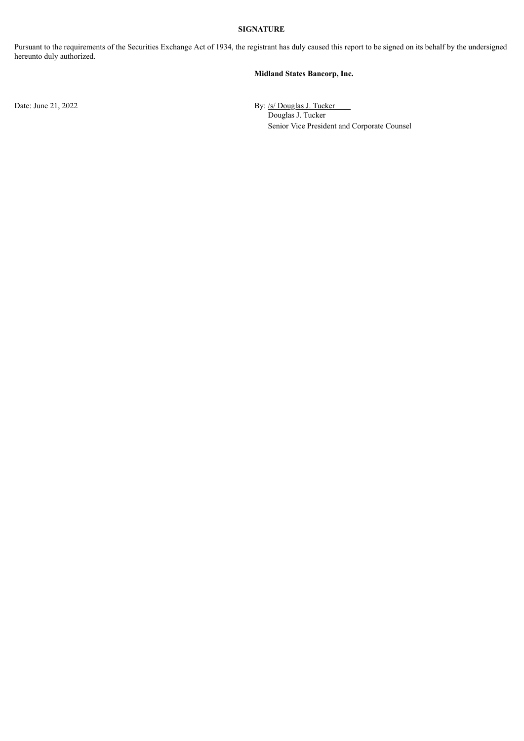**SIGNATURE**

Pursuant to the requirements of the Securities Exchange Act of 1934, the registrant has duly caused this report to be signed on its behalf by the undersigned hereunto duly authorized.

**Midland States Bancorp, Inc.**

Date: June 21, 2022

By: /s/ Douglas J. Tucker
Douglas J. Tucker
Senior Vice President and Corporate Counsel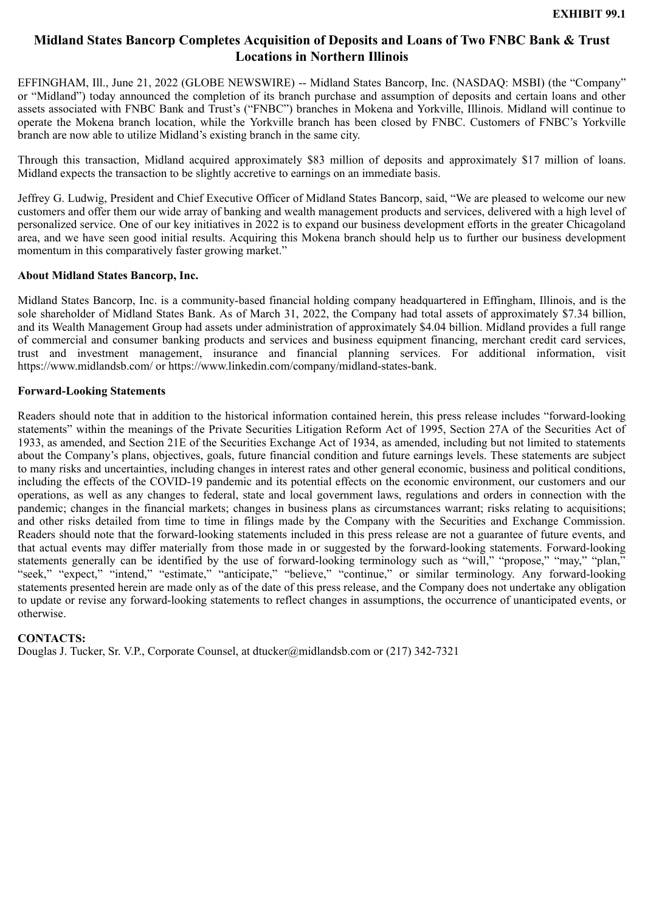**EXHIBIT 99.1**

# Midland States Bancorp Completes Acquisition of Deposits and Loans of Two FNBC Bank & Trust Locations in Northern Illinois

EFFINGHAM, Ill., June 21, 2022 (GLOBE NEWSWIRE) -- Midland States Bancorp, Inc. (NASDAQ: MSBI) (the "Company" or "Midland") today announced the completion of its branch purchase and assumption of deposits and certain loans and other assets associated with FNBC Bank and Trust's ("FNBC") branches in Mokena and Yorkville, Illinois. Midland will continue to operate the Mokena branch location, while the Yorkville branch has been closed by FNBC. Customers of FNBC's Yorkville branch are now able to utilize Midland's existing branch in the same city.

Through this transaction, Midland acquired approximately $83 million of deposits and approximately $17 million of loans. Midland expects the transaction to be slightly accretive to earnings on an immediate basis.

Jeffrey G. Ludwig, President and Chief Executive Officer of Midland States Bancorp, said, "We are pleased to welcome our new customers and offer them our wide array of banking and wealth management products and services, delivered with a high level of personalized service. One of our key initiatives in 2022 is to expand our business development efforts in the greater Chicagoland area, and we have seen good initial results. Acquiring this Mokena branch should help us to further our business development momentum in this comparatively faster growing market."

**About Midland States Bancorp, Inc.**

Midland States Bancorp, Inc. is a community-based financial holding company headquartered in Effingham, Illinois, and is the sole shareholder of Midland States Bank. As of March 31, 2022, the Company had total assets of approximately $7.34 billion, and its Wealth Management Group had assets under administration of approximately $4.04 billion. Midland provides a full range of commercial and consumer banking products and services and business equipment financing, merchant credit card services, trust and investment management, insurance and financial planning services. For additional information, visit https://www.midlandsb.com/ or https://www.linkedin.com/company/midland-states-bank.

**Forward-Looking Statements**

Readers should note that in addition to the historical information contained herein, this press release includes "forward-looking statements" within the meanings of the Private Securities Litigation Reform Act of 1995, Section 27A of the Securities Act of 1933, as amended, and Section 21E of the Securities Exchange Act of 1934, as amended, including but not limited to statements about the Company's plans, objectives, goals, future financial condition and future earnings levels. These statements are subject to many risks and uncertainties, including changes in interest rates and other general economic, business and political conditions, including the effects of the COVID-19 pandemic and its potential effects on the economic environment, our customers and our operations, as well as any changes to federal, state and local government laws, regulations and orders in connection with the pandemic; changes in the financial markets; changes in business plans as circumstances warrant; risks relating to acquisitions; and other risks detailed from time to time in filings made by the Company with the Securities and Exchange Commission. Readers should note that the forward-looking statements included in this press release are not a guarantee of future events, and that actual events may differ materially from those made in or suggested by the forward-looking statements. Forward-looking statements generally can be identified by the use of forward-looking terminology such as "will," "propose," "may," "plan," "seek," "expect," "intend," "estimate," "anticipate," "believe," "continue," or similar terminology. Any forward-looking statements presented herein are made only as of the date of this press release, and the Company does not undertake any obligation to update or revise any forward-looking statements to reflect changes in assumptions, the occurrence of unanticipated events, or otherwise.

**CONTACTS:**
Douglas J. Tucker, Sr. V.P., Corporate Counsel, at dtucker@midlandsb.com or (217) 342-7321